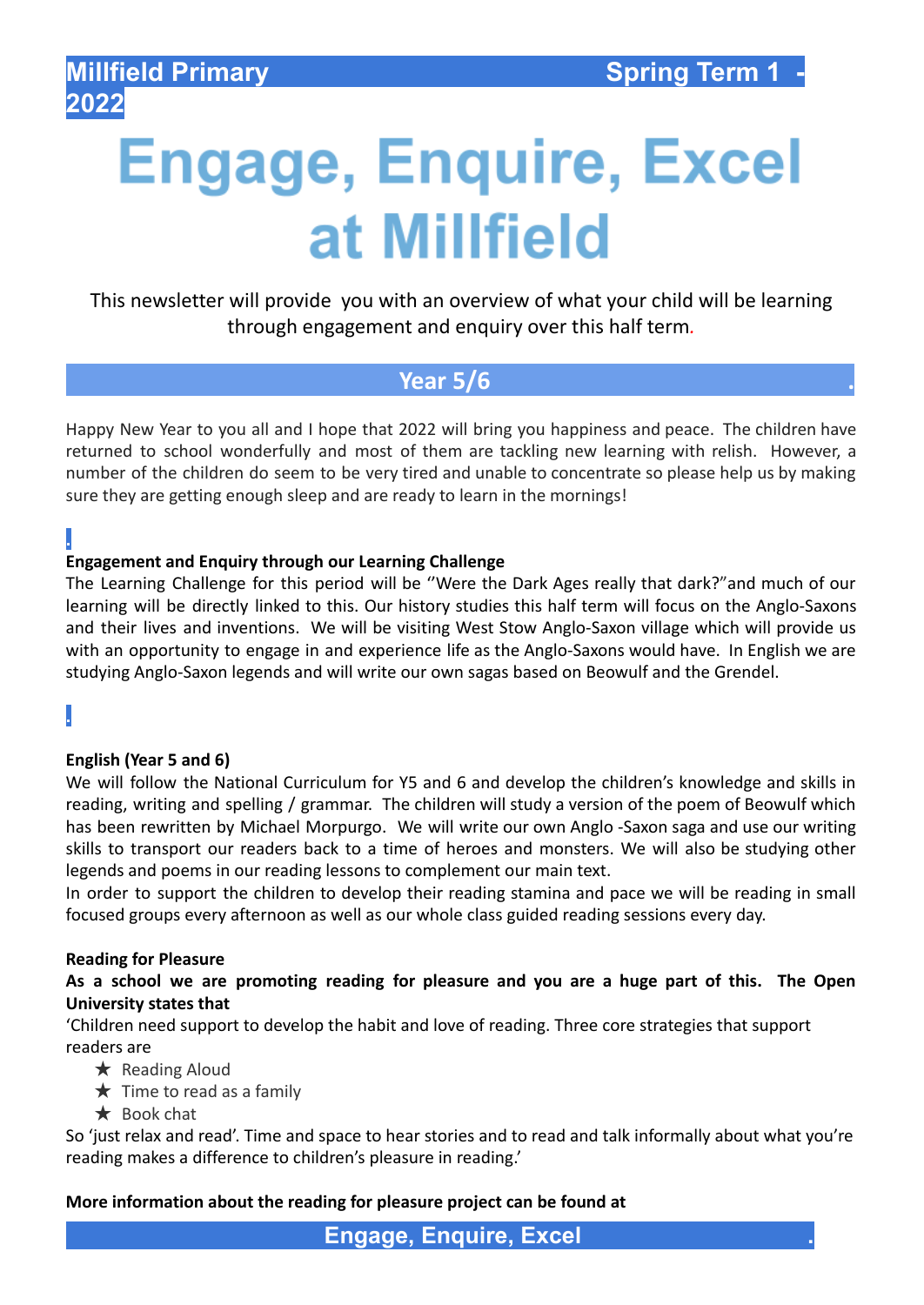**Millfield Primary** **Spring Term 1 - 2022**

# Engage, Enquire, Excel at Millfield

This newsletter will provide you with an overview of what your child will be learning through engagement and enquiry over this half term.

## Year 5/6

Happy New Year to you all and I hope that 2022 will bring you happiness and peace. The children have returned to school wonderfully and most of them are tackling new learning with relish. However, a number of the children do seem to be very tired and unable to concentrate so please help us by making sure they are getting enough sleep and are ready to learn in the mornings!

**Engagement and Enquiry through our Learning Challenge**

The Learning Challenge for this period will be ''Were the Dark Ages really that dark?"and much of our learning will be directly linked to this. Our history studies this half term will focus on the Anglo-Saxons and their lives and inventions. We will be visiting West Stow Anglo-Saxon village which will provide us with an opportunity to engage in and experience life as the Anglo-Saxons would have. In English we are studying Anglo-Saxon legends and will write our own sagas based on Beowulf and the Grendel.

**English (Year 5 and 6)**

We will follow the National Curriculum for Y5 and 6 and develop the children's knowledge and skills in reading, writing and spelling / grammar. The children will study a version of the poem of Beowulf which has been rewritten by Michael Morpurgo. We will write our own Anglo -Saxon saga and use our writing skills to transport our readers back to a time of heroes and monsters. We will also be studying other legends and poems in our reading lessons to complement our main text.

In order to support the children to develop their reading stamina and pace we will be reading in small focused groups every afternoon as well as our whole class guided reading sessions every day.

**Reading for Pleasure**

**As a school we are promoting reading for pleasure and you are a huge part of this. The Open University states that**

'Children need support to develop the habit and love of reading. Three core strategies that support readers are

- ★ Reading Aloud
- ★ Time to read as a family
- ★ Book chat

So 'just relax and read'. Time and space to hear stories and to read and talk informally about what you're reading makes a difference to children's pleasure in reading.'

**More information about the reading for pleasure project can be found at**

**Engage, Enquire, Excel**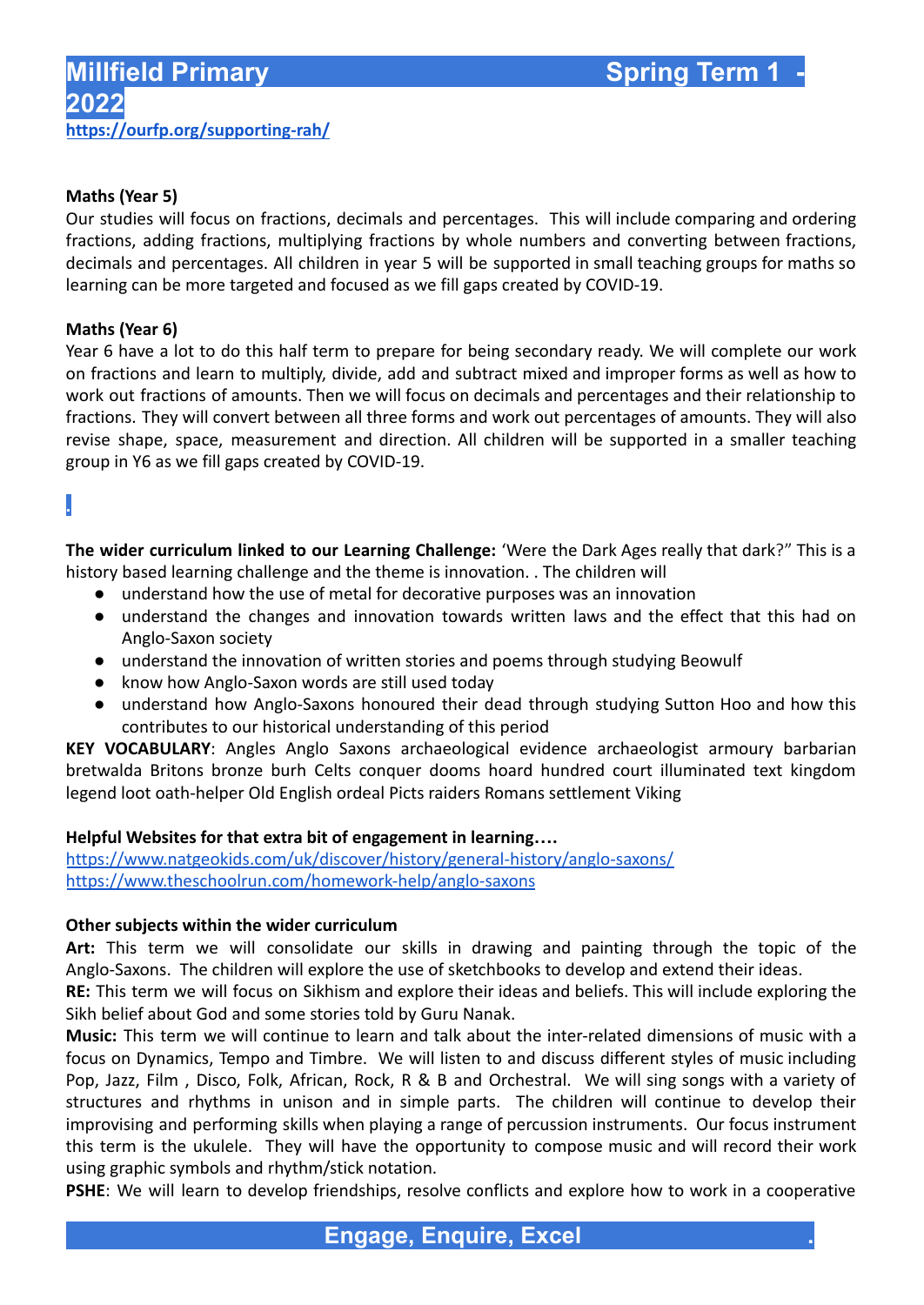# Millfield Primary — Spring Term 1 - 2022

https://ourfp.org/supporting-rah/

**Maths (Year 5)**

Our studies will focus on fractions, decimals and percentages. This will include comparing and ordering fractions, adding fractions, multiplying fractions by whole numbers and converting between fractions, decimals and percentages. All children in year 5 will be supported in small teaching groups for maths so learning can be more targeted and focused as we fill gaps created by COVID-19.

**Maths (Year 6)**

Year 6 have a lot to do this half term to prepare for being secondary ready. We will complete our work on fractions and learn to multiply, divide, add and subtract mixed and improper forms as well as how to work out fractions of amounts. Then we will focus on decimals and percentages and their relationship to fractions. They will convert between all three forms and work out percentages of amounts. They will also revise shape, space, measurement and direction. All children will be supported in a smaller teaching group in Y6 as we fill gaps created by COVID-19.

**The wider curriculum linked to our Learning Challenge:** 'Were the Dark Ages really that dark?" This is a history based learning challenge and the theme is innovation. . The children will

- understand how the use of metal for decorative purposes was an innovation
- understand the changes and innovation towards written laws and the effect that this had on Anglo-Saxon society
- understand the innovation of written stories and poems through studying Beowulf
- know how Anglo-Saxon words are still used today
- understand how Anglo-Saxons honoured their dead through studying Sutton Hoo and how this contributes to our historical understanding of this period

**KEY VOCABULARY**: Angles Anglo Saxons archaeological evidence archaeologist armoury barbarian bretwalda Britons bronze burh Celts conquer dooms hoard hundred court illuminated text kingdom legend loot oath-helper Old English ordeal Picts raiders Romans settlement Viking

**Helpful Websites for that extra bit of engagement in learning….**

https://www.natgeokids.com/uk/discover/history/general-history/anglo-saxons/
https://www.theschoolrun.com/homework-help/anglo-saxons

**Other subjects within the wider curriculum**

**Art:** This term we will consolidate our skills in drawing and painting through the topic of the Anglo-Saxons. The children will explore the use of sketchbooks to develop and extend their ideas.

**RE:** This term we will focus on Sikhism and explore their ideas and beliefs. This will include exploring the Sikh belief about God and some stories told by Guru Nanak.

**Music:** This term we will continue to learn and talk about the inter-related dimensions of music with a focus on Dynamics, Tempo and Timbre. We will listen to and discuss different styles of music including Pop, Jazz, Film , Disco, Folk, African, Rock, R & B and Orchestral. We will sing songs with a variety of structures and rhythms in unison and in simple parts. The children will continue to develop their improvising and performing skills when playing a range of percussion instruments. Our focus instrument this term is the ukulele. They will have the opportunity to compose music and will record their work using graphic symbols and rhythm/stick notation.

**PSHE**: We will learn to develop friendships, resolve conflicts and explore how to work in a cooperative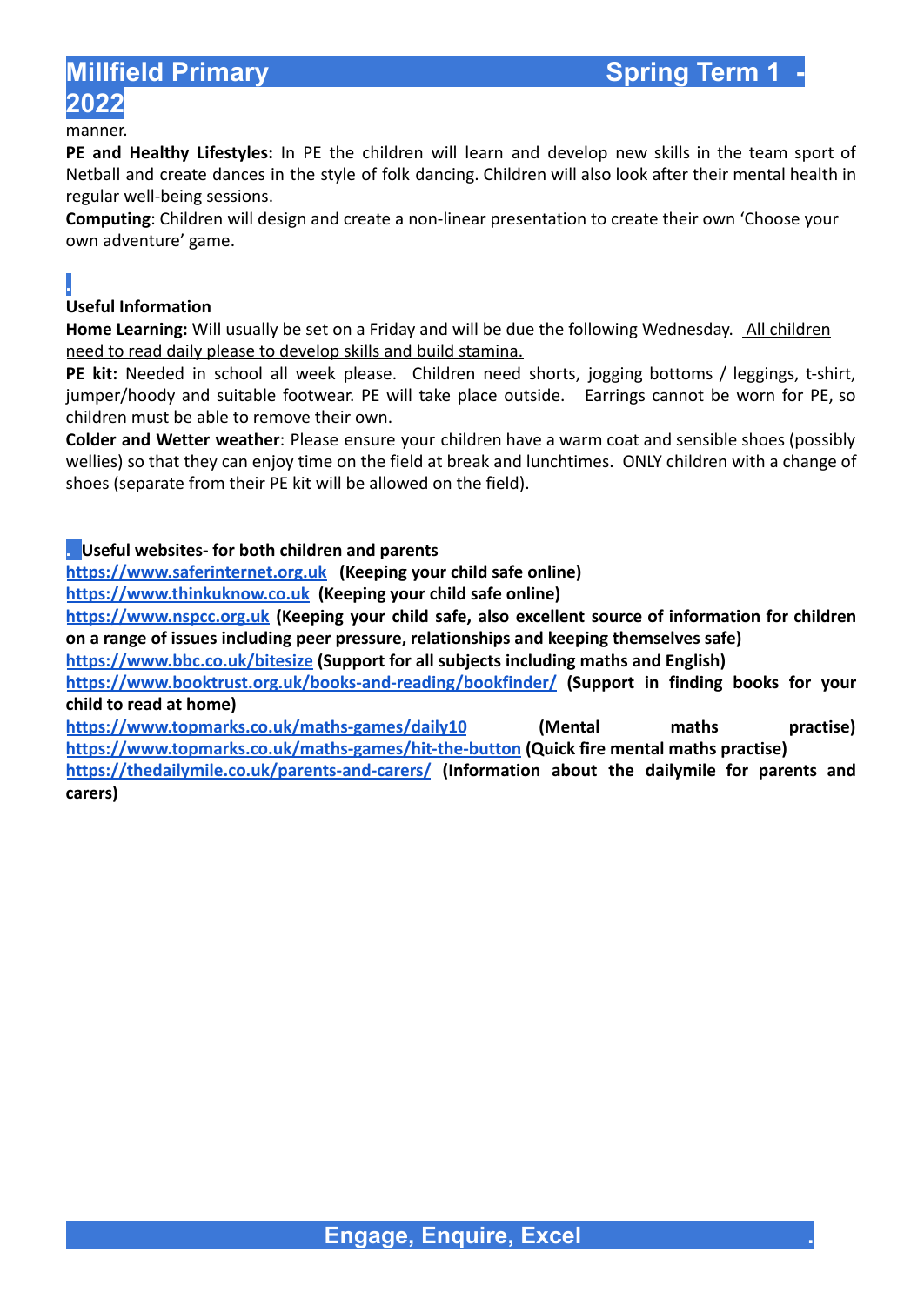manner.

**PE and Healthy Lifestyles:** In PE the children will learn and develop new skills in the team sport of Netball and create dances in the style of folk dancing. Children will also look after their mental health in regular well-being sessions.

**Computing**: Children will design and create a non-linear presentation to create their own 'Choose your own adventure' game.

**Useful Information**

**Home Learning:** Will usually be set on a Friday and will be due the following Wednesday. All children need to read daily please to develop skills and build stamina.

**PE kit:** Needed in school all week please. Children need shorts, jogging bottoms / leggings, t-shirt, jumper/hoody and suitable footwear. PE will take place outside. Earrings cannot be worn for PE, so children must be able to remove their own.

**Colder and Wetter weather**: Please ensure your children have a warm coat and sensible shoes (possibly wellies) so that they can enjoy time on the field at break and lunchtimes. ONLY children with a change of shoes (separate from their PE kit will be allowed on the field).

**Useful websites- for both children and parents**

**https://www.saferinternet.org.uk (Keeping your child safe online)**

**https://www.thinkuknow.co.uk (Keeping your child safe online)**

**https://www.nspcc.org.uk (Keeping your child safe, also excellent source of information for children on a range of issues including peer pressure, relationships and keeping themselves safe)**

**https://www.bbc.co.uk/bitesize (Support for all subjects including maths and English)**

**https://www.booktrust.org.uk/books-and-reading/bookfinder/ (Support in finding books for your child to read at home)**

**https://www.topmarks.co.uk/maths-games/daily10 (Mental maths practise)**

**https://www.topmarks.co.uk/maths-games/hit-the-button (Quick fire mental maths practise)**

**https://thedailymile.co.uk/parents-and-carers/ (Information about the dailymile for parents and carers)**